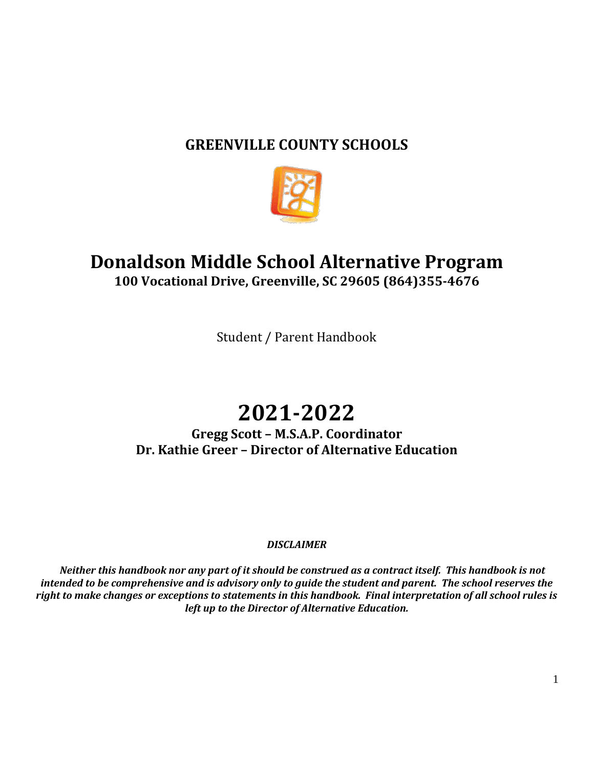# GREENVILLE COUNTY SCHOOLS

# Donaldson Middle School Alternative Program

**100 Vocational Drive, Greenville, SC 29605 (864)355-4676**

Student / Parent Handbook

# 2021-2022

**Gregg Scott – M.S.A.P. Coordinator**
**Dr. Kathie Greer – Director of Alternative Education**

***DISCLAIMER***

***Neither this handbook nor any part of it should be construed as a contract itself. This handbook is not intended to be comprehensive and is advisory only to guide the student and parent. The school reserves the right to make changes or exceptions to statements in this handbook. Final interpretation of all school rules is left up to the Director of Alternative Education.***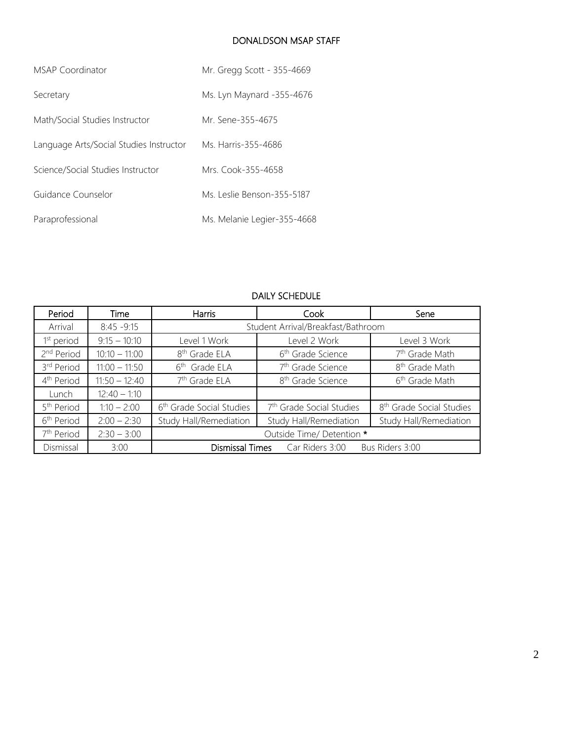## DONALDSON MSAP STAFF

| | |
|---|---|
| MSAP Coordinator | Mr. Gregg Scott - 355-4669 |
| Secretary | Ms. Lyn Maynard -355-4676 |
| Math/Social Studies Instructor | Mr. Sene-355-4675 |
| Language Arts/Social Studies Instructor | Ms. Harris-355-4686 |
| Science/Social Studies Instructor | Mrs. Cook-355-4658 |
| Guidance Counselor | Ms. Leslie Benson-355-5187 |
| Paraprofessional | Ms. Melanie Legier-355-4668 |

## DAILY SCHEDULE

| Period | Time | Harris | Cook | Sene |
|---|---|---|---|---|
| Arrival | 8:45 -9:15 | Student Arrival/Breakfast/Bathroom | | |
| 1st period | 9:15 – 10:10 | Level 1 Work | Level 2 Work | Level 3 Work |
| 2nd Period | 10:10 – 11:00 | 8th Grade ELA | 6th Grade Science | 7th Grade Math |
| 3rd Period | 11:00 – 11:50 | 6th Grade ELA | 7th Grade Science | 8th Grade Math |
| 4th Period | 11:50 – 12:40 | 7th Grade ELA | 8th Grade Science | 6th Grade Math |
| Lunch | 12:40 – 1:10 | | | |
| 5th Period | 1:10 – 2:00 | 6th Grade Social Studies | 7th Grade Social Studies | 8th Grade Social Studies |
| 6th Period | 2:00 – 2:30 | Study Hall/Remediation | Study Hall/Remediation | Study Hall/Remediation |
| 7th Period | 2:30 – 3:00 | Outside Time/ Detention * | | |
| Dismissal | 3:00 | **Dismissal Times** Car Riders 3:00 Bus Riders 3:00 | | |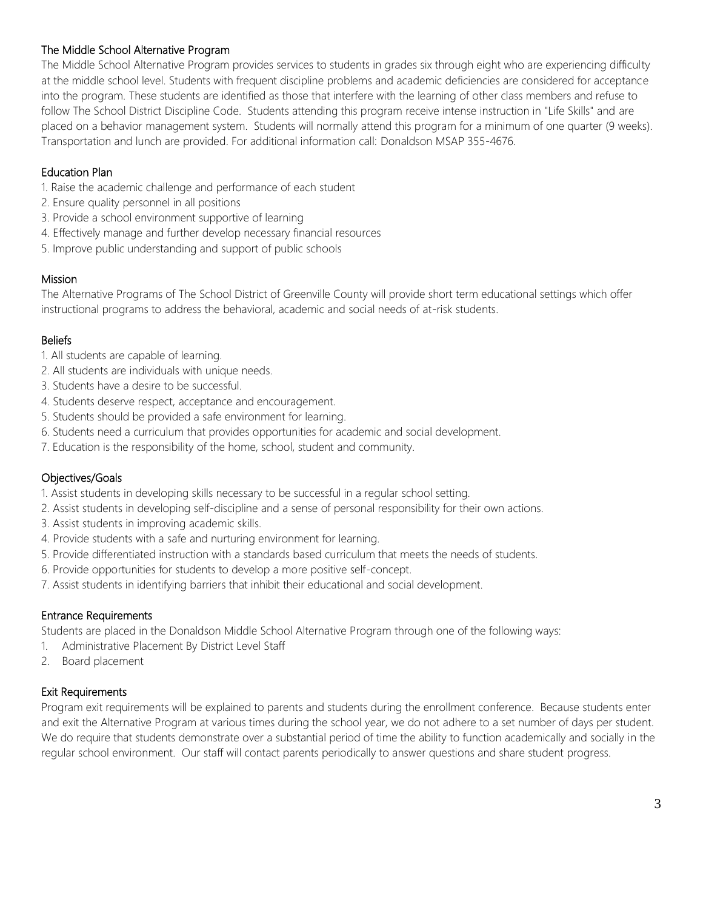## The Middle School Alternative Program

The Middle School Alternative Program provides services to students in grades six through eight who are experiencing difficulty at the middle school level. Students with frequent discipline problems and academic deficiencies are considered for acceptance into the program. These students are identified as those that interfere with the learning of other class members and refuse to follow The School District Discipline Code. Students attending this program receive intense instruction in "Life Skills" and are placed on a behavior management system. Students will normally attend this program for a minimum of one quarter (9 weeks). Transportation and lunch are provided. For additional information call: Donaldson MSAP 355-4676.

## Education Plan

1. Raise the academic challenge and performance of each student
2. Ensure quality personnel in all positions
3. Provide a school environment supportive of learning
4. Effectively manage and further develop necessary financial resources
5. Improve public understanding and support of public schools

## Mission

The Alternative Programs of The School District of Greenville County will provide short term educational settings which offer instructional programs to address the behavioral, academic and social needs of at-risk students.

## Beliefs

1. All students are capable of learning.
2. All students are individuals with unique needs.
3. Students have a desire to be successful.
4. Students deserve respect, acceptance and encouragement.
5. Students should be provided a safe environment for learning.
6. Students need a curriculum that provides opportunities for academic and social development.
7. Education is the responsibility of the home, school, student and community.

## Objectives/Goals

1. Assist students in developing skills necessary to be successful in a regular school setting.
2. Assist students in developing self-discipline and a sense of personal responsibility for their own actions.
3. Assist students in improving academic skills.
4. Provide students with a safe and nurturing environment for learning.
5. Provide differentiated instruction with a standards based curriculum that meets the needs of students.
6. Provide opportunities for students to develop a more positive self-concept.
7. Assist students in identifying barriers that inhibit their educational and social development.

## Entrance Requirements

Students are placed in the Donaldson Middle School Alternative Program through one of the following ways:

1. Administrative Placement By District Level Staff
2. Board placement

## Exit Requirements

Program exit requirements will be explained to parents and students during the enrollment conference. Because students enter and exit the Alternative Program at various times during the school year, we do not adhere to a set number of days per student. We do require that students demonstrate over a substantial period of time the ability to function academically and socially in the regular school environment. Our staff will contact parents periodically to answer questions and share student progress.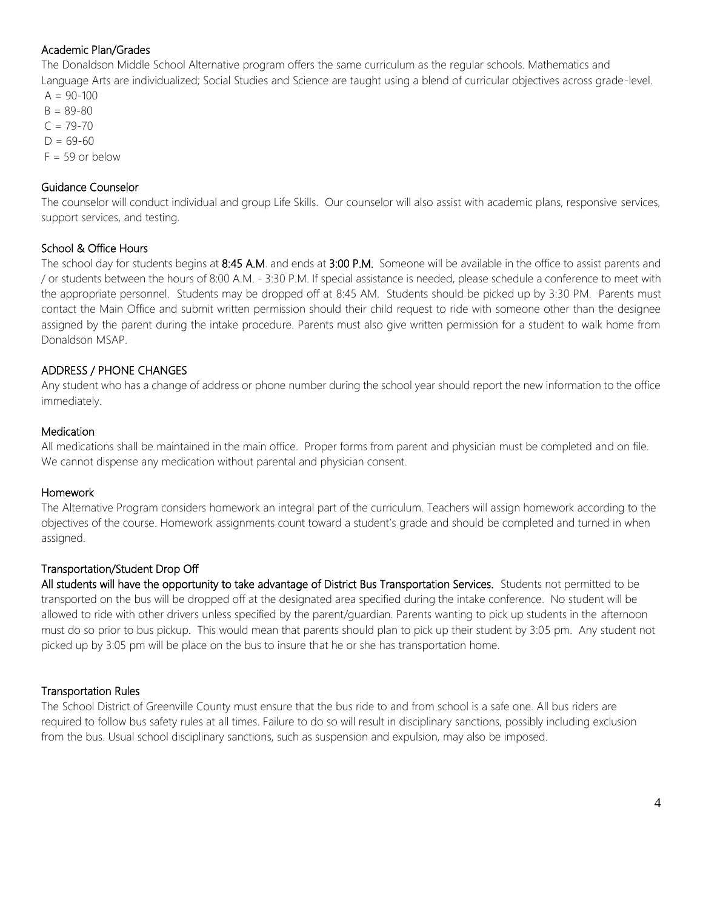## Academic Plan/Grades

The Donaldson Middle School Alternative program offers the same curriculum as the regular schools. Mathematics and Language Arts are individualized; Social Studies and Science are taught using a blend of curricular objectives across grade-level.

A = 90-100
B = 89-80
C = 79-70
D = 69-60
F = 59 or below

## Guidance Counselor

The counselor will conduct individual and group Life Skills. Our counselor will also assist with academic plans, responsive services, support services, and testing.

## School & Office Hours

The school day for students begins at **8:45 A.M**. and ends at **3:00 P.M.** Someone will be available in the office to assist parents and / or students between the hours of 8:00 A.M. - 3:30 P.M. If special assistance is needed, please schedule a conference to meet with the appropriate personnel. Students may be dropped off at 8:45 AM. Students should be picked up by 3:30 PM. Parents must contact the Main Office and submit written permission should their child request to ride with someone other than the designee assigned by the parent during the intake procedure. Parents must also give written permission for a student to walk home from Donaldson MSAP.

## ADDRESS / PHONE CHANGES

Any student who has a change of address or phone number during the school year should report the new information to the office immediately.

## Medication

All medications shall be maintained in the main office. Proper forms from parent and physician must be completed and on file. We cannot dispense any medication without parental and physician consent.

## Homework

The Alternative Program considers homework an integral part of the curriculum. Teachers will assign homework according to the objectives of the course. Homework assignments count toward a student's grade and should be completed and turned in when assigned.

## Transportation/Student Drop Off

**All students will have the opportunity to take advantage of District Bus Transportation Services.** Students not permitted to be transported on the bus will be dropped off at the designated area specified during the intake conference. No student will be allowed to ride with other drivers unless specified by the parent/guardian. Parents wanting to pick up students in the afternoon must do so prior to bus pickup. This would mean that parents should plan to pick up their student by 3:05 pm. Any student not picked up by 3:05 pm will be place on the bus to insure that he or she has transportation home.

## Transportation Rules

The School District of Greenville County must ensure that the bus ride to and from school is a safe one. All bus riders are required to follow bus safety rules at all times. Failure to do so will result in disciplinary sanctions, possibly including exclusion from the bus. Usual school disciplinary sanctions, such as suspension and expulsion, may also be imposed.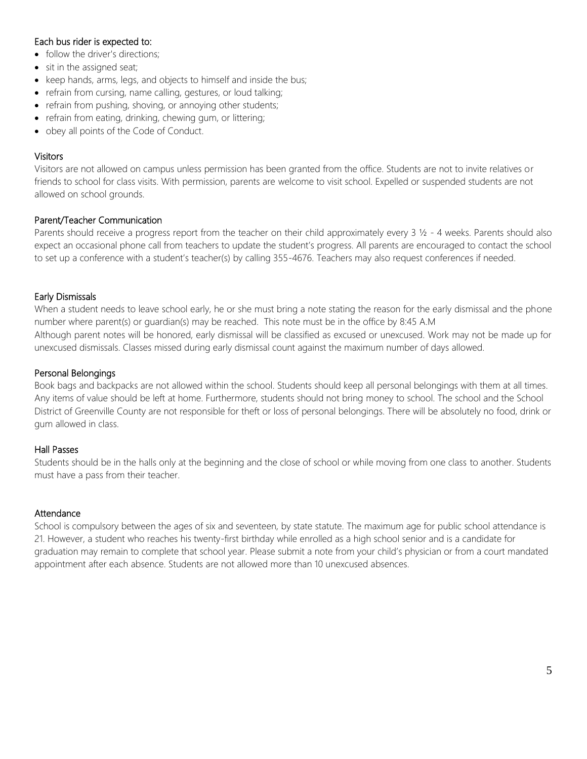### Each bus rider is expected to:

- follow the driver's directions;
- sit in the assigned seat;
- keep hands, arms, legs, and objects to himself and inside the bus;
- refrain from cursing, name calling, gestures, or loud talking;
- refrain from pushing, shoving, or annoying other students;
- refrain from eating, drinking, chewing gum, or littering;
- obey all points of the Code of Conduct.

### Visitors

Visitors are not allowed on campus unless permission has been granted from the office. Students are not to invite relatives or friends to school for class visits. With permission, parents are welcome to visit school. Expelled or suspended students are not allowed on school grounds.

### Parent/Teacher Communication

Parents should receive a progress report from the teacher on their child approximately every 3 ½ - 4 weeks. Parents should also expect an occasional phone call from teachers to update the student's progress. All parents are encouraged to contact the school to set up a conference with a student's teacher(s) by calling 355-4676. Teachers may also request conferences if needed.

### Early Dismissals

When a student needs to leave school early, he or she must bring a note stating the reason for the early dismissal and the phone number where parent(s) or guardian(s) may be reached. This note must be in the office by 8:45 A.M

Although parent notes will be honored, early dismissal will be classified as excused or unexcused. Work may not be made up for unexcused dismissals. Classes missed during early dismissal count against the maximum number of days allowed.

### Personal Belongings

Book bags and backpacks are not allowed within the school. Students should keep all personal belongings with them at all times. Any items of value should be left at home. Furthermore, students should not bring money to school. The school and the School District of Greenville County are not responsible for theft or loss of personal belongings. There will be absolutely no food, drink or gum allowed in class.

### Hall Passes

Students should be in the halls only at the beginning and the close of school or while moving from one class to another. Students must have a pass from their teacher.

### Attendance

School is compulsory between the ages of six and seventeen, by state statute. The maximum age for public school attendance is 21. However, a student who reaches his twenty-first birthday while enrolled as a high school senior and is a candidate for graduation may remain to complete that school year. Please submit a note from your child's physician or from a court mandated appointment after each absence. Students are not allowed more than 10 unexcused absences.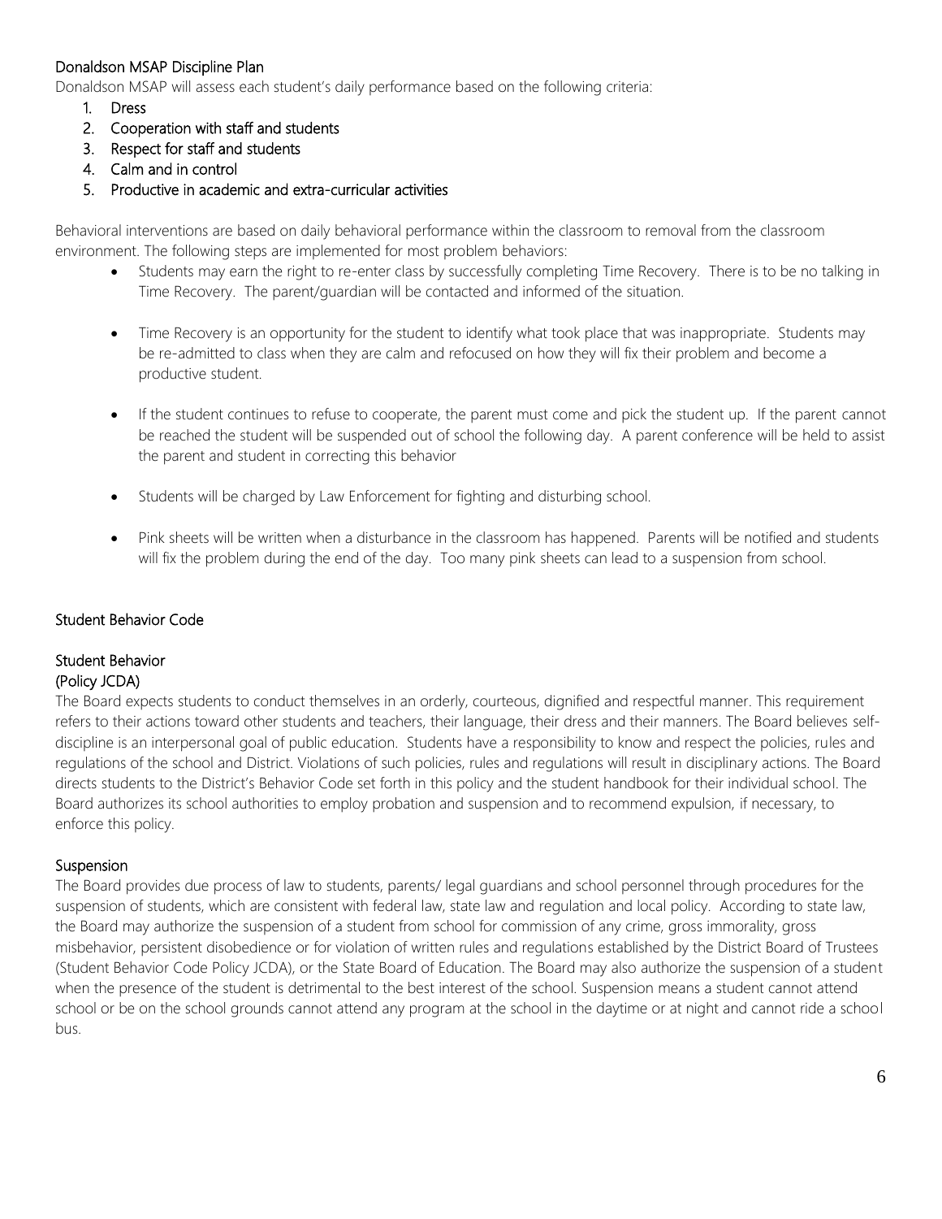## Donaldson MSAP Discipline Plan

Donaldson MSAP will assess each student's daily performance based on the following criteria:

1. Dress
2. Cooperation with staff and students
3. Respect for staff and students
4. Calm and in control
5. Productive in academic and extra-curricular activities

Behavioral interventions are based on daily behavioral performance within the classroom to removal from the classroom environment. The following steps are implemented for most problem behaviors:

- Students may earn the right to re-enter class by successfully completing Time Recovery. There is to be no talking in Time Recovery. The parent/guardian will be contacted and informed of the situation.
- Time Recovery is an opportunity for the student to identify what took place that was inappropriate. Students may be re-admitted to class when they are calm and refocused on how they will fix their problem and become a productive student.
- If the student continues to refuse to cooperate, the parent must come and pick the student up. If the parent cannot be reached the student will be suspended out of school the following day. A parent conference will be held to assist the parent and student in correcting this behavior
- Students will be charged by Law Enforcement for fighting and disturbing school.
- Pink sheets will be written when a disturbance in the classroom has happened. Parents will be notified and students will fix the problem during the end of the day. Too many pink sheets can lead to a suspension from school.

## Student Behavior Code

### Student Behavior
### (Policy JCDA)

The Board expects students to conduct themselves in an orderly, courteous, dignified and respectful manner. This requirement refers to their actions toward other students and teachers, their language, their dress and their manners. The Board believes self-discipline is an interpersonal goal of public education. Students have a responsibility to know and respect the policies, rules and regulations of the school and District. Violations of such policies, rules and regulations will result in disciplinary actions. The Board directs students to the District's Behavior Code set forth in this policy and the student handbook for their individual school. The Board authorizes its school authorities to employ probation and suspension and to recommend expulsion, if necessary, to enforce this policy.

### Suspension

The Board provides due process of law to students, parents/ legal guardians and school personnel through procedures for the suspension of students, which are consistent with federal law, state law and regulation and local policy. According to state law, the Board may authorize the suspension of a student from school for commission of any crime, gross immorality, gross misbehavior, persistent disobedience or for violation of written rules and regulations established by the District Board of Trustees (Student Behavior Code Policy JCDA), or the State Board of Education. The Board may also authorize the suspension of a student when the presence of the student is detrimental to the best interest of the school. Suspension means a student cannot attend school or be on the school grounds cannot attend any program at the school in the daytime or at night and cannot ride a school bus.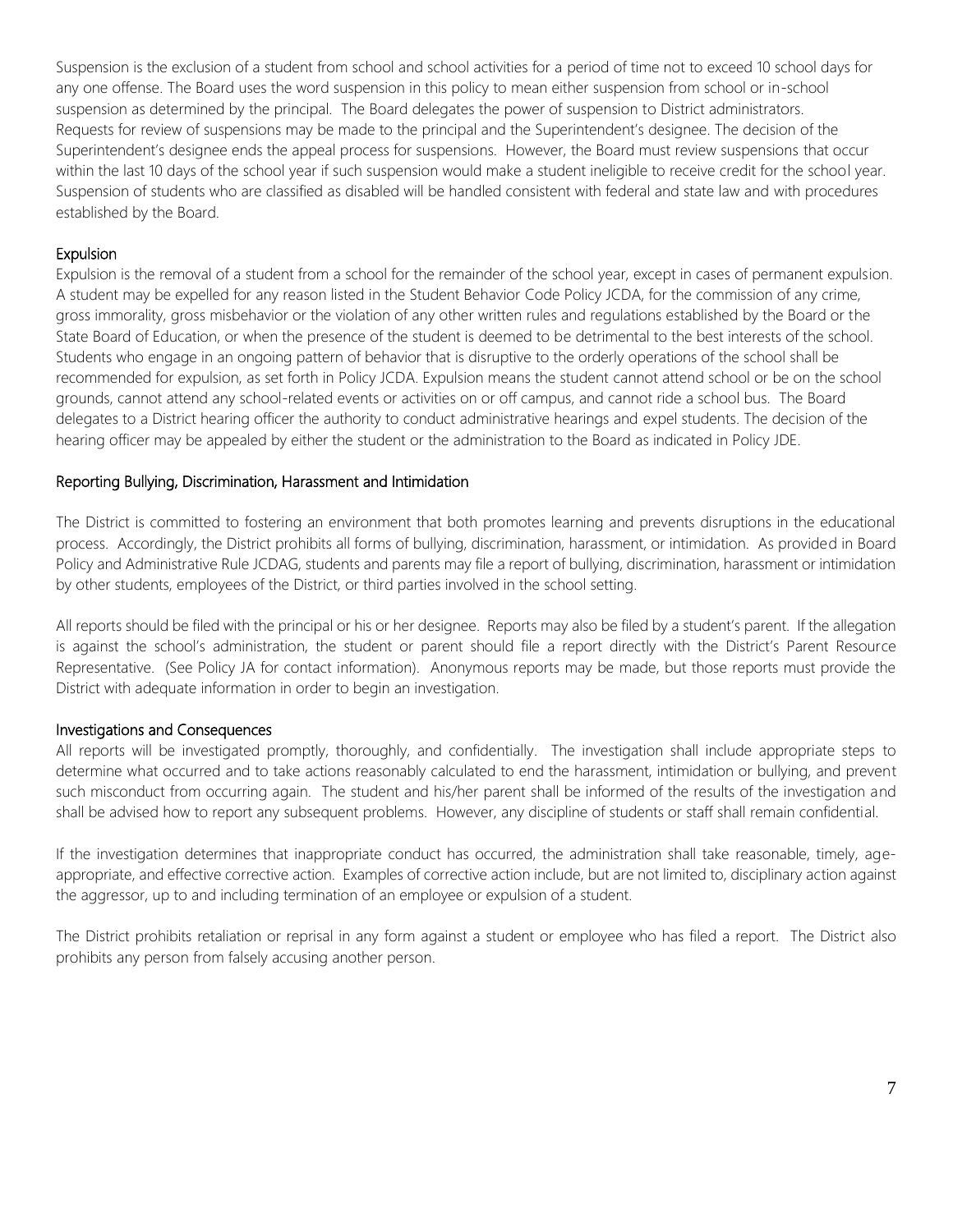Suspension is the exclusion of a student from school and school activities for a period of time not to exceed 10 school days for any one offense. The Board uses the word suspension in this policy to mean either suspension from school or in-school suspension as determined by the principal. The Board delegates the power of suspension to District administrators. Requests for review of suspensions may be made to the principal and the Superintendent's designee. The decision of the Superintendent's designee ends the appeal process for suspensions. However, the Board must review suspensions that occur within the last 10 days of the school year if such suspension would make a student ineligible to receive credit for the school year. Suspension of students who are classified as disabled will be handled consistent with federal and state law and with procedures established by the Board.

### Expulsion

Expulsion is the removal of a student from a school for the remainder of the school year, except in cases of permanent expulsion. A student may be expelled for any reason listed in the Student Behavior Code Policy JCDA, for the commission of any crime, gross immorality, gross misbehavior or the violation of any other written rules and regulations established by the Board or the State Board of Education, or when the presence of the student is deemed to be detrimental to the best interests of the school. Students who engage in an ongoing pattern of behavior that is disruptive to the orderly operations of the school shall be recommended for expulsion, as set forth in Policy JCDA. Expulsion means the student cannot attend school or be on the school grounds, cannot attend any school-related events or activities on or off campus, and cannot ride a school bus. The Board delegates to a District hearing officer the authority to conduct administrative hearings and expel students. The decision of the hearing officer may be appealed by either the student or the administration to the Board as indicated in Policy JDE.

### Reporting Bullying, Discrimination, Harassment and Intimidation

The District is committed to fostering an environment that both promotes learning and prevents disruptions in the educational process. Accordingly, the District prohibits all forms of bullying, discrimination, harassment, or intimidation. As provided in Board Policy and Administrative Rule JCDAG, students and parents may file a report of bullying, discrimination, harassment or intimidation by other students, employees of the District, or third parties involved in the school setting.

All reports should be filed with the principal or his or her designee. Reports may also be filed by a student's parent. If the allegation is against the school's administration, the student or parent should file a report directly with the District's Parent Resource Representative. (See Policy JA for contact information). Anonymous reports may be made, but those reports must provide the District with adequate information in order to begin an investigation.

### Investigations and Consequences

All reports will be investigated promptly, thoroughly, and confidentially. The investigation shall include appropriate steps to determine what occurred and to take actions reasonably calculated to end the harassment, intimidation or bullying, and prevent such misconduct from occurring again. The student and his/her parent shall be informed of the results of the investigation and shall be advised how to report any subsequent problems. However, any discipline of students or staff shall remain confidential.

If the investigation determines that inappropriate conduct has occurred, the administration shall take reasonable, timely, age-appropriate, and effective corrective action. Examples of corrective action include, but are not limited to, disciplinary action against the aggressor, up to and including termination of an employee or expulsion of a student.

The District prohibits retaliation or reprisal in any form against a student or employee who has filed a report. The District also prohibits any person from falsely accusing another person.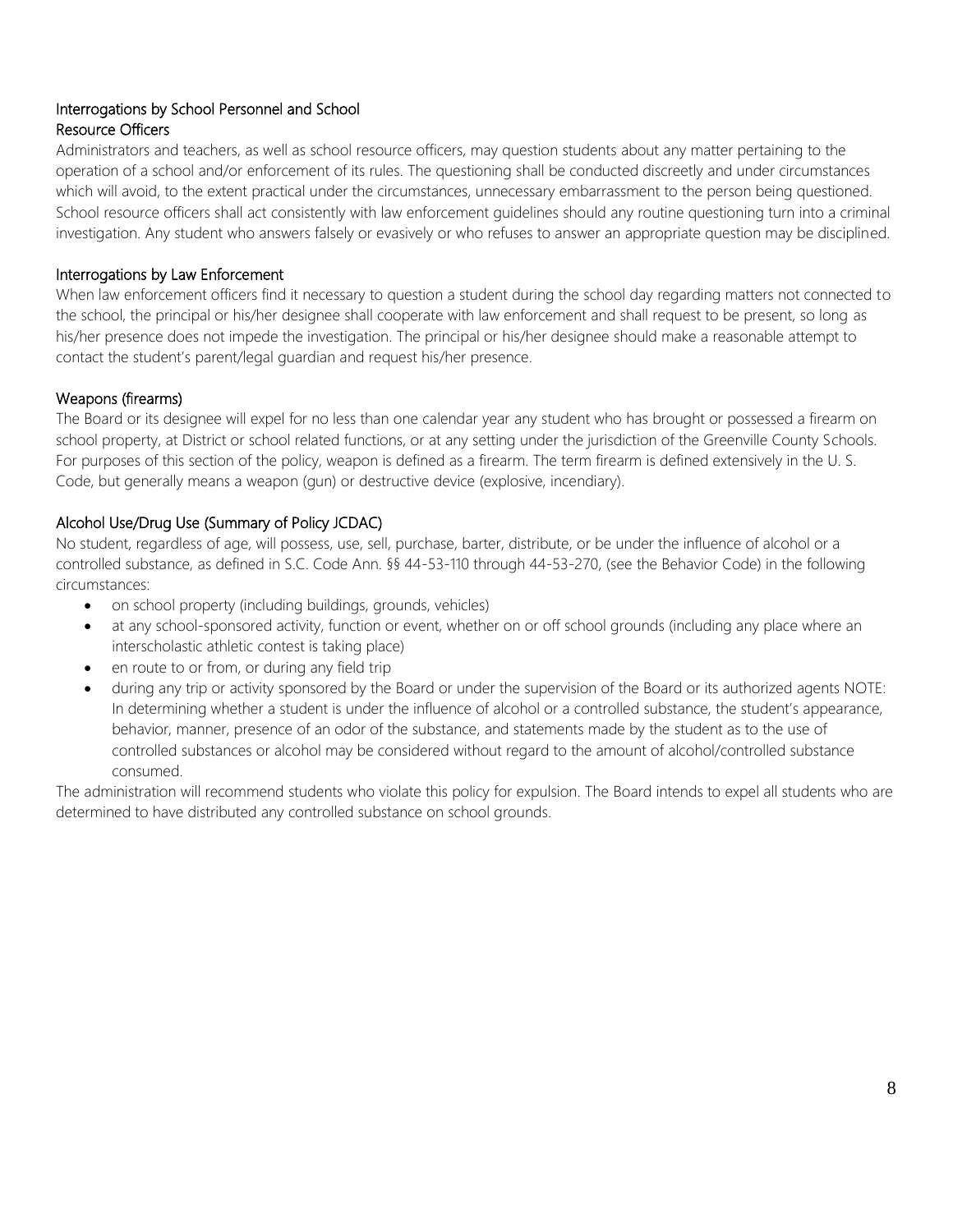### Interrogations by School Personnel and School Resource Officers

Administrators and teachers, as well as school resource officers, may question students about any matter pertaining to the operation of a school and/or enforcement of its rules. The questioning shall be conducted discreetly and under circumstances which will avoid, to the extent practical under the circumstances, unnecessary embarrassment to the person being questioned. School resource officers shall act consistently with law enforcement guidelines should any routine questioning turn into a criminal investigation. Any student who answers falsely or evasively or who refuses to answer an appropriate question may be disciplined.

### Interrogations by Law Enforcement

When law enforcement officers find it necessary to question a student during the school day regarding matters not connected to the school, the principal or his/her designee shall cooperate with law enforcement and shall request to be present, so long as his/her presence does not impede the investigation. The principal or his/her designee should make a reasonable attempt to contact the student's parent/legal guardian and request his/her presence.

### Weapons (firearms)

The Board or its designee will expel for no less than one calendar year any student who has brought or possessed a firearm on school property, at District or school related functions, or at any setting under the jurisdiction of the Greenville County Schools. For purposes of this section of the policy, weapon is defined as a firearm. The term firearm is defined extensively in the U. S. Code, but generally means a weapon (gun) or destructive device (explosive, incendiary).

### Alcohol Use/Drug Use (Summary of Policy JCDAC)

No student, regardless of age, will possess, use, sell, purchase, barter, distribute, or be under the influence of alcohol or a controlled substance, as defined in S.C. Code Ann. §§ 44-53-110 through 44-53-270, (see the Behavior Code) in the following circumstances:

- on school property (including buildings, grounds, vehicles)
- at any school-sponsored activity, function or event, whether on or off school grounds (including any place where an interscholastic athletic contest is taking place)
- en route to or from, or during any field trip
- during any trip or activity sponsored by the Board or under the supervision of the Board or its authorized agents NOTE: In determining whether a student is under the influence of alcohol or a controlled substance, the student's appearance, behavior, manner, presence of an odor of the substance, and statements made by the student as to the use of controlled substances or alcohol may be considered without regard to the amount of alcohol/controlled substance consumed.

The administration will recommend students who violate this policy for expulsion. The Board intends to expel all students who are determined to have distributed any controlled substance on school grounds.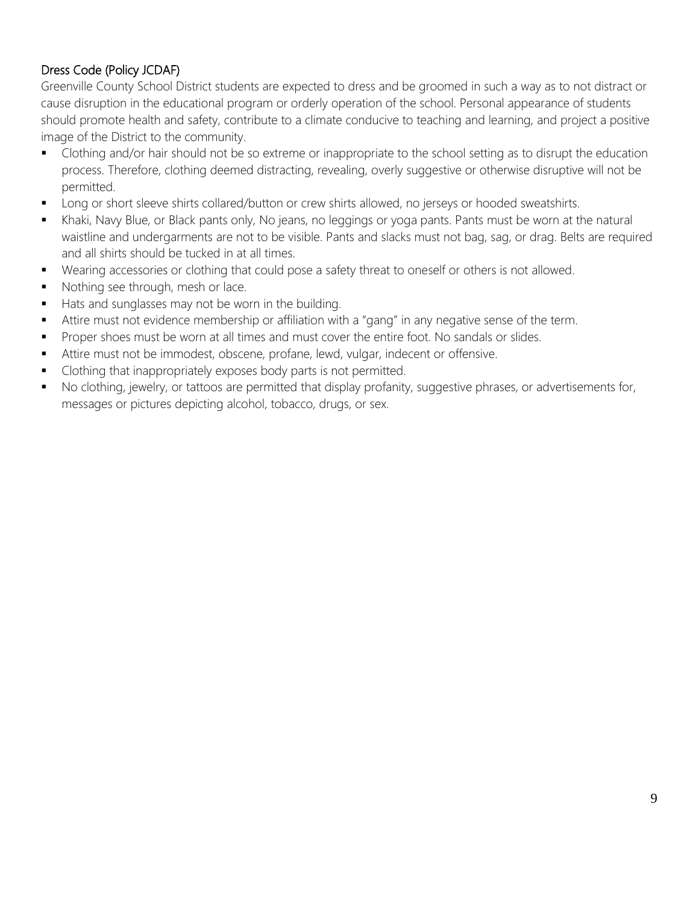## Dress Code (Policy JCDAF)

Greenville County School District students are expected to dress and be groomed in such a way as to not distract or cause disruption in the educational program or orderly operation of the school. Personal appearance of students should promote health and safety, contribute to a climate conducive to teaching and learning, and project a positive image of the District to the community.

- Clothing and/or hair should not be so extreme or inappropriate to the school setting as to disrupt the education process. Therefore, clothing deemed distracting, revealing, overly suggestive or otherwise disruptive will not be permitted.
- Long or short sleeve shirts collared/button or crew shirts allowed, no jerseys or hooded sweatshirts.
- Khaki, Navy Blue, or Black pants only, No jeans, no leggings or yoga pants. Pants must be worn at the natural waistline and undergarments are not to be visible. Pants and slacks must not bag, sag, or drag. Belts are required and all shirts should be tucked in at all times.
- Wearing accessories or clothing that could pose a safety threat to oneself or others is not allowed.
- Nothing see through, mesh or lace.
- Hats and sunglasses may not be worn in the building.
- Attire must not evidence membership or affiliation with a "gang" in any negative sense of the term.
- Proper shoes must be worn at all times and must cover the entire foot. No sandals or slides.
- Attire must not be immodest, obscene, profane, lewd, vulgar, indecent or offensive.
- Clothing that inappropriately exposes body parts is not permitted.
- No clothing, jewelry, or tattoos are permitted that display profanity, suggestive phrases, or advertisements for, messages or pictures depicting alcohol, tobacco, drugs, or sex.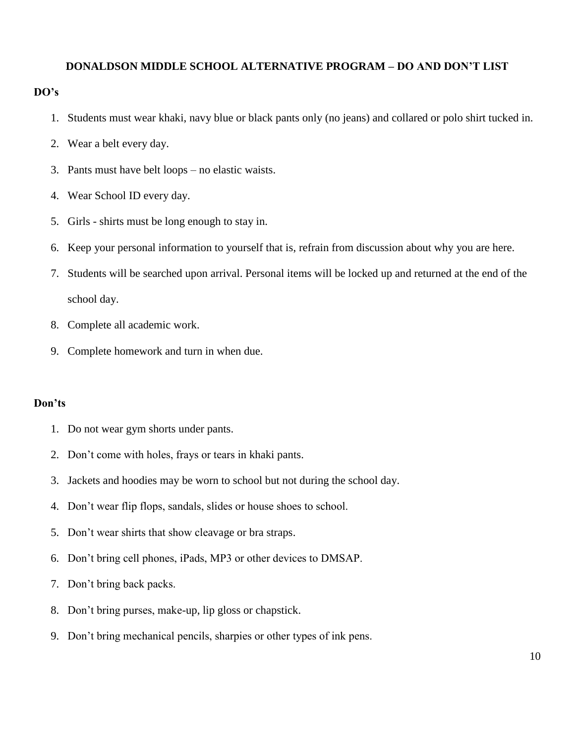## DONALDSON MIDDLE SCHOOL ALTERNATIVE PROGRAM – DO AND DON'T LIST

**DO's**

1. Students must wear khaki, navy blue or black pants only (no jeans) and collared or polo shirt tucked in.
2. Wear a belt every day.
3. Pants must have belt loops – no elastic waists.
4. Wear School ID every day.
5. Girls - shirts must be long enough to stay in.
6. Keep your personal information to yourself that is, refrain from discussion about why you are here.
7. Students will be searched upon arrival. Personal items will be locked up and returned at the end of the school day.
8. Complete all academic work.
9. Complete homework and turn in when due.

**Don'ts**

1. Do not wear gym shorts under pants.
2. Don't come with holes, frays or tears in khaki pants.
3. Jackets and hoodies may be worn to school but not during the school day.
4. Don't wear flip flops, sandals, slides or house shoes to school.
5. Don't wear shirts that show cleavage or bra straps.
6. Don't bring cell phones, iPads, MP3 or other devices to DMSAP.
7. Don't bring back packs.
8. Don't bring purses, make-up, lip gloss or chapstick.
9. Don't bring mechanical pencils, sharpies or other types of ink pens.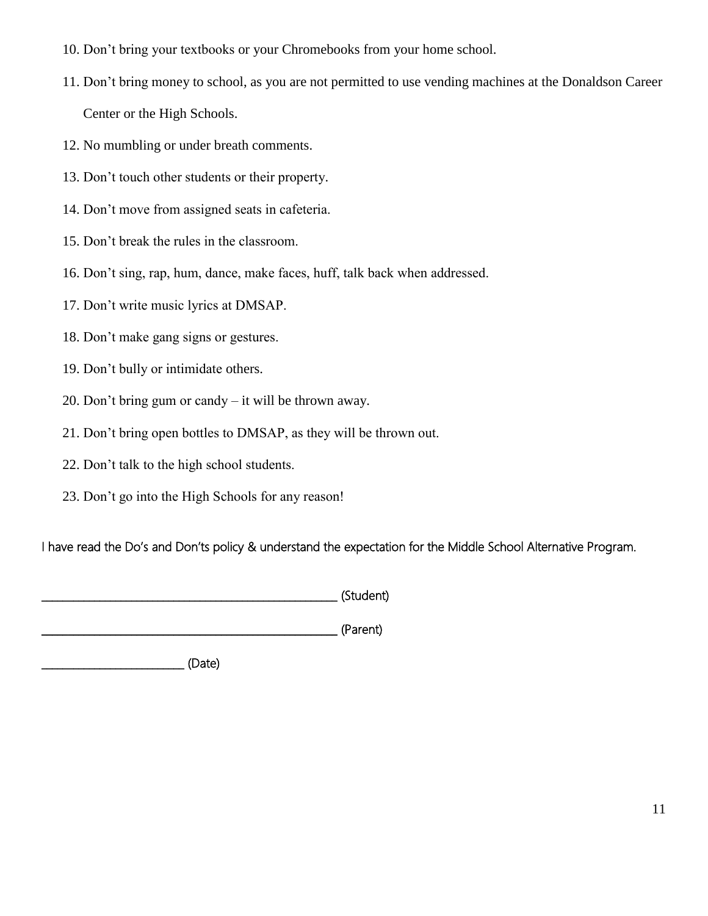10. Don’t bring your textbooks or your Chromebooks from your home school.
11. Don’t bring money to school, as you are not permitted to use vending machines at the Donaldson Career Center or the High Schools.
12. No mumbling or under breath comments.
13. Don’t touch other students or their property.
14. Don’t move from assigned seats in cafeteria.
15. Don’t break the rules in the classroom.
16. Don’t sing, rap, hum, dance, make faces, huff, talk back when addressed.
17. Don’t write music lyrics at DMSAP.
18. Don’t make gang signs or gestures.
19. Don’t bully or intimidate others.
20. Don’t bring gum or candy – it will be thrown away.
21. Don’t bring open bottles to DMSAP, as they will be thrown out.
22. Don’t talk to the high school students.
23. Don’t go into the High Schools for any reason!

I have read the Do’s and Don’ts policy & understand the expectation for the Middle School Alternative Program.

_______________________________________________ (Student)

_______________________________________________ (Parent)

______________________ (Date)